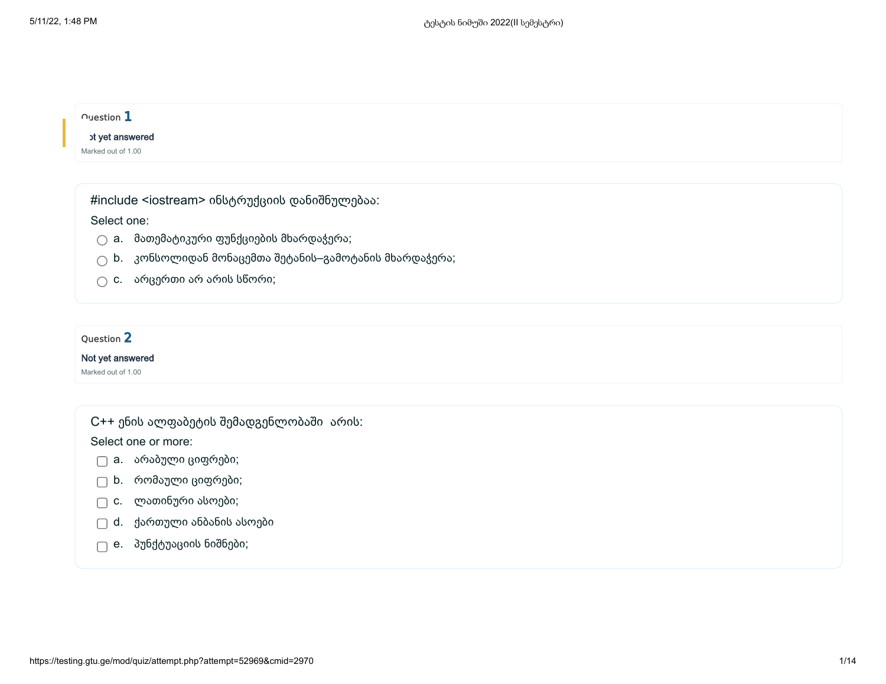Question **1**

Not yet answered

Marked out of 1.00

#include <iostream> ინსტრუქციის დანიშნულებაა:

Select one:

- a. მათემატიკური ფუნქციების მხარდაჭერა;
- b. კონსოლიდან მონაცემთა შეტანის–გამოტანის მხარდაჭერა;
- c. არცერთი არ არის სწორი;

Question **2**

Not yet answered

Marked out of 1.00

C++ ენის ალფაბეტის შემადგენლობაში არის:

Select one or more:

- a. არაბული ციფრები;
- b. რომაული ციფრები;
- c. ლათინური ასოები;
- d. ქართული ანბანის ასოები
- e. პუნქტუაციის ნიშნები;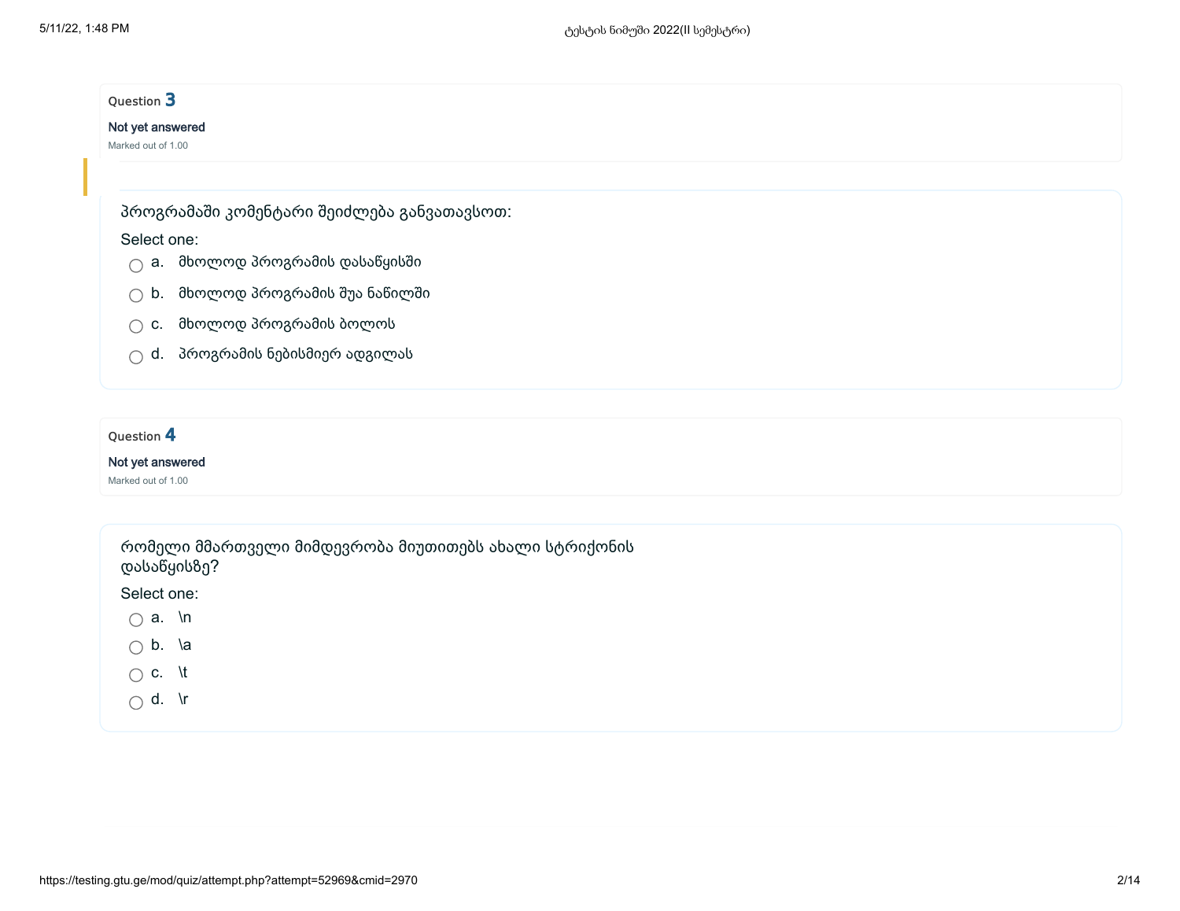Question **3**

Not yet answered

Marked out of 1.00

პროგრამაში კომენტარი შეიძლება განვათავსოთ:

Select one:

- a. მხოლოდ პროგრამის დასაწყისში
- b. მხოლოდ პროგრამის შუა ნაწილში
- c. მხოლოდ პროგრამის ბოლოს
- d. პროგრამის ნებისმიერ ადგილას

Question **4**

Not yet answered

Marked out of 1.00

რომელი მმართველი მიმდევრობა მიუთითებს ახალი სტრიქონის დასაწყისზე?

Select one:

- a. \n
- b. \a
- c. \t
- d. \r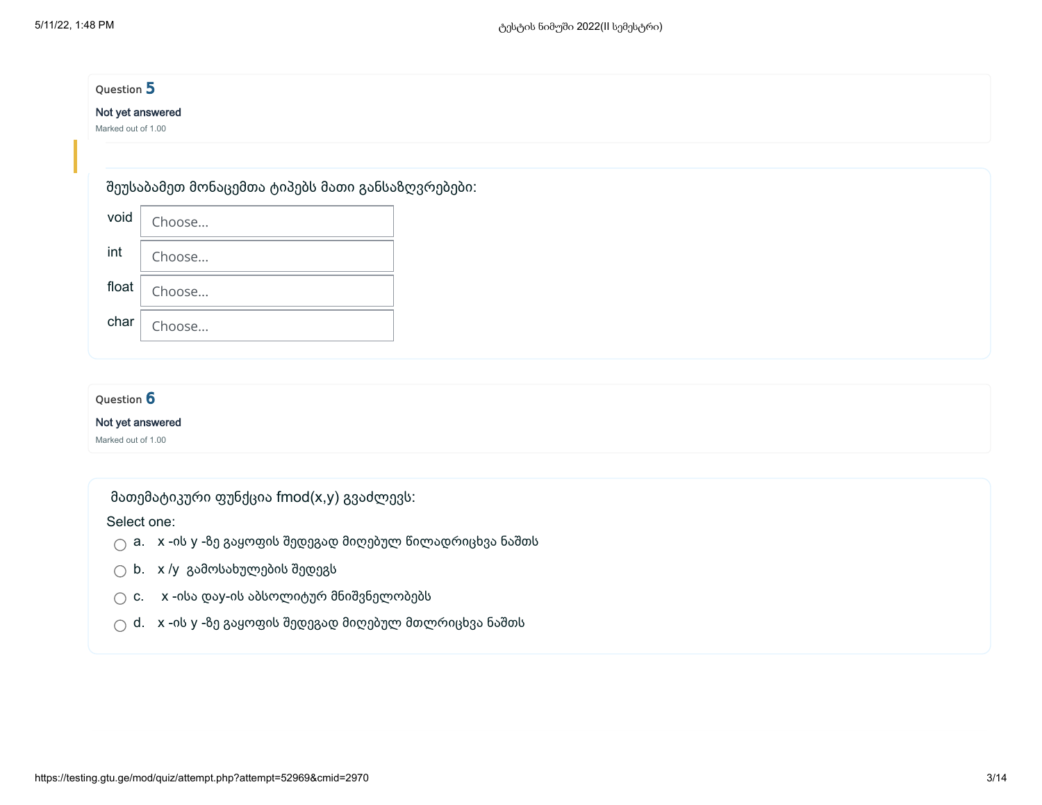Question **5**

Not yet answered

Marked out of 1.00

შეუსაბამეთ მონაცემთა ტიპებს მათი განსაზღვრებები:

| | |
|---|---|
| void | Choose... |
| int | Choose... |
| float | Choose... |
| char | Choose... |

Question **6**

Not yet answered

Marked out of 1.00

მათემატიკური ფუნქცია fmod(x,y) გვაძლევს:

Select one:

- a. x -ის y -ზე გაყოფის შედეგად მიღებულ წილადრიცხვა ნაშთს
- b. x /y გამოსახულების შედეგს
- c. x -ისა დაy-ის აბსოლიტურ მნიშვნელობებს
- d. x -ის y -ზე გაყოფის შედეგად მიღებულ მთლრიცხვა ნაშთს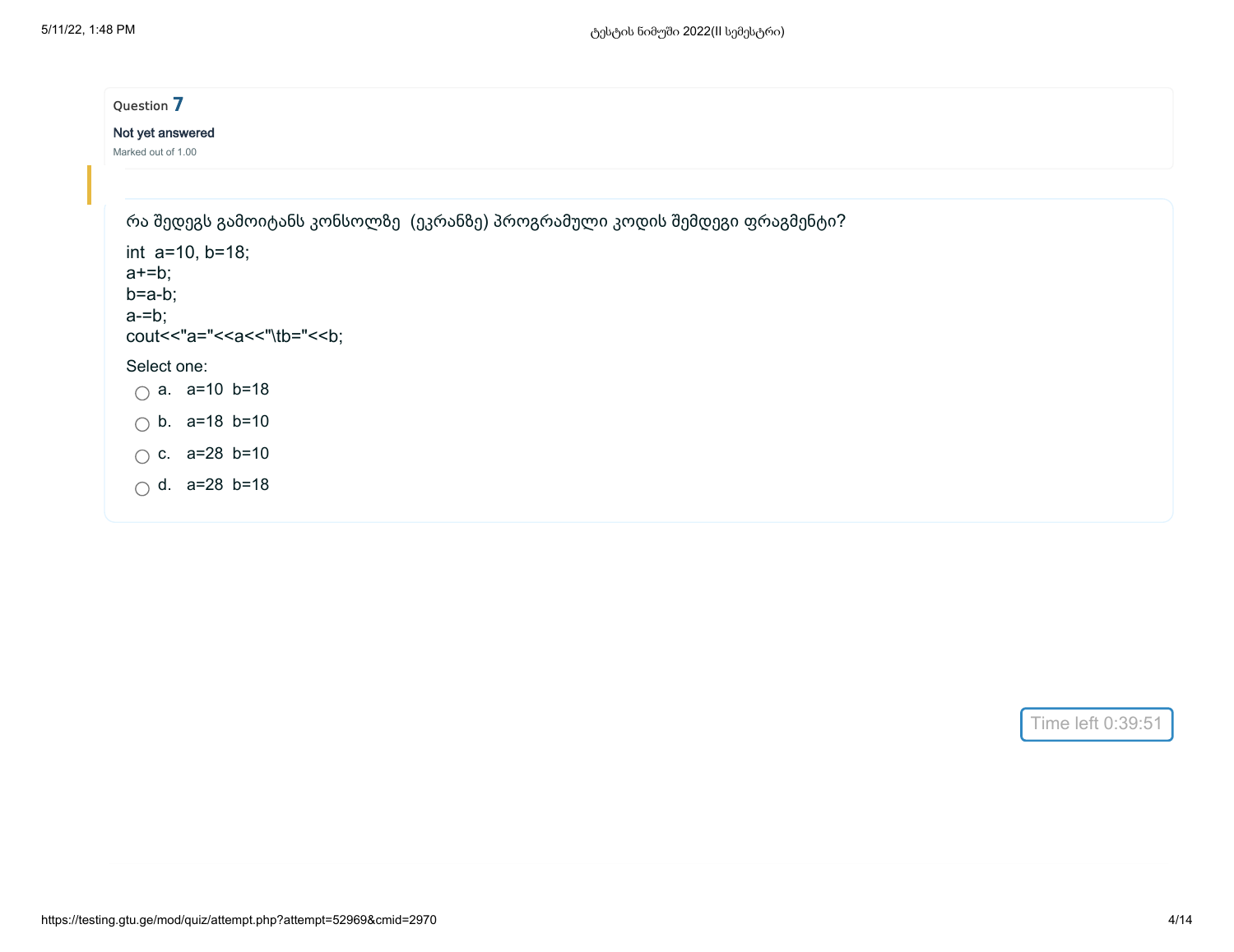Question **7**

**Not yet answered**

Marked out of 1.00

რა შედეგს გამოიტანს კონსოლზე (ეკრანზე) პროგრამული კოდის შემდეგი ფრაგმენტი?

```
int  a=10, b=18;
a+=b;
b=a-b;
a-=b;
cout<<"a="<<a<<"\tb="<<b;
```

Select one:

- a. a=10 b=18
- b. a=18 b=10
- c. a=28 b=10
- d. a=28 b=18

Time left 0:39:51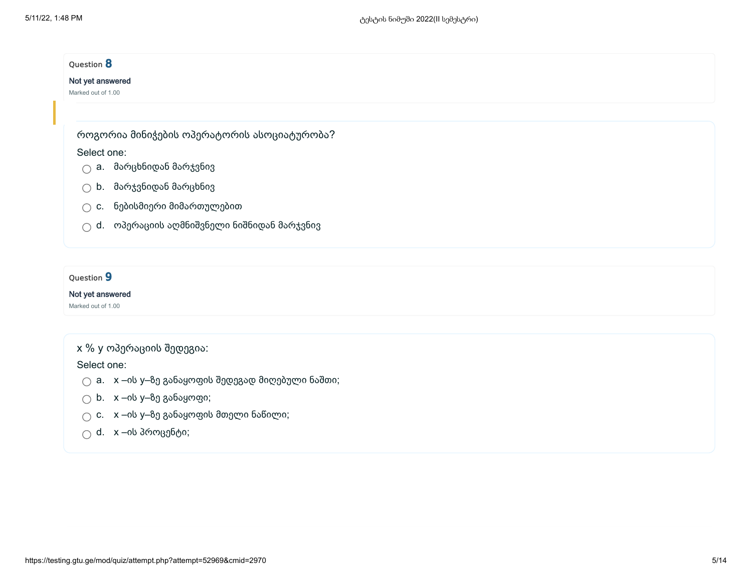Question **8**

Not yet answered

Marked out of 1.00

როგორია მინიჭების ოპერატორის ასოციატურობა?

Select one:

- a. მარცხნიდან მარჯვნივ
- b. მარჯვნიდან მარცხნივ
- c. ნებისმიერი მიმართულებით
- d. ოპერაციის აღმნიშვნელი ნიშნიდან მარჯვნივ

Question **9**

Not yet answered

Marked out of 1.00

x % y ოპერაციის შედეგია:

Select one:

- a. x –ის y–ზე განაყოფის შედეგად მიღებული ნაშთი;
- b. x –ის y–ზე განაყოფი;
- c. x –ის y–ზე განაყოფის მთელი ნაწილი;
- d. x –ის პროცენტი;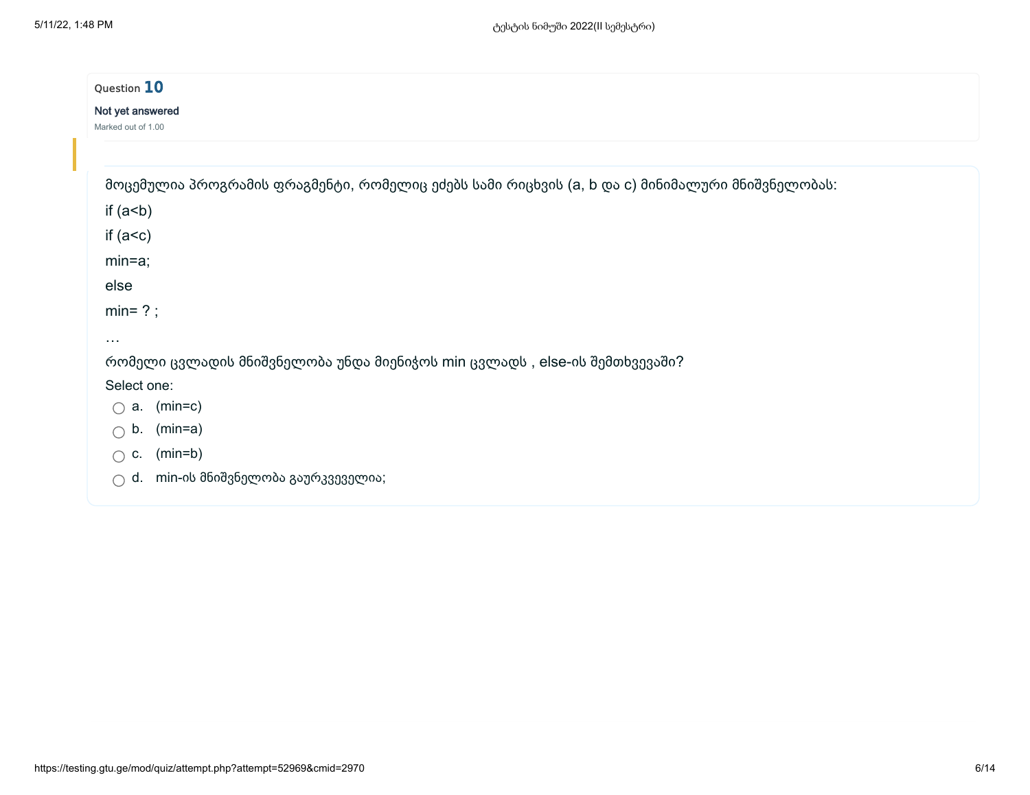Question **10**

Not yet answered

Marked out of 1.00

მოცემულია პროგრამის ფრაგმენტი, რომელიც ეძებს სამი რიცხვის (a, b და c) მინიმალური მნიშვნელობას:

```
if (a<b)
if (a<c)
min=a;
else
min= ? ;
…
```

რომელი ცვლადის მნიშვნელობა უნდა მიენიჭოს min ცვლადს , else-ის შემთხვევაში?

Select one:

- a. (min=c)
- b. (min=a)
- c. (min=b)
- d. min-ის მნიშვნელობა გაურკვეველია;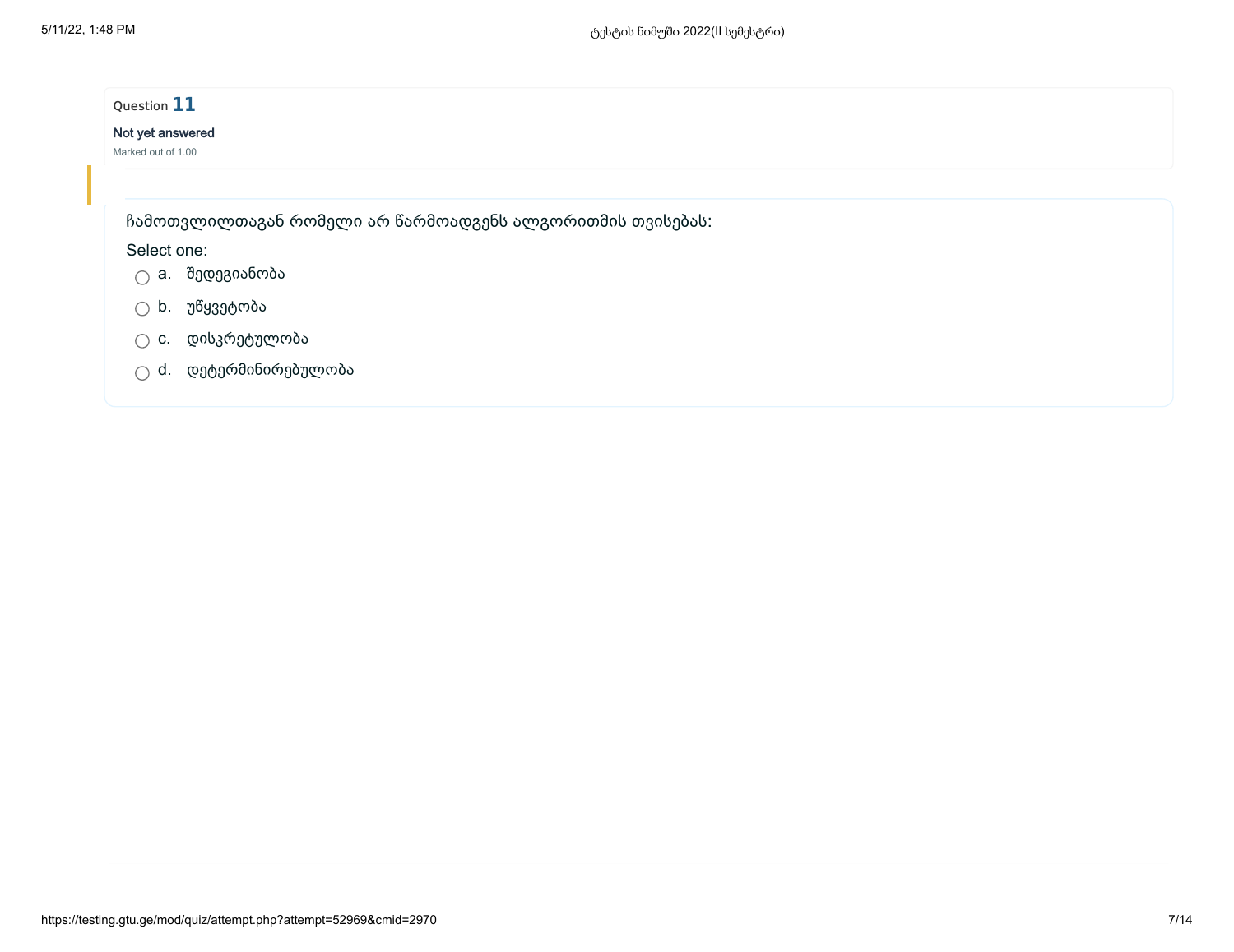Question **11**

Not yet answered

Marked out of 1.00

ჩამოთვლილთაგან რომელი არ წარმოადგენს ალგორითმის თვისებას:

Select one:

- a. შედეგიანობა
- b. უწყვეტობა
- c. დისკრეტულობა
- d. დეტერმინირებულობა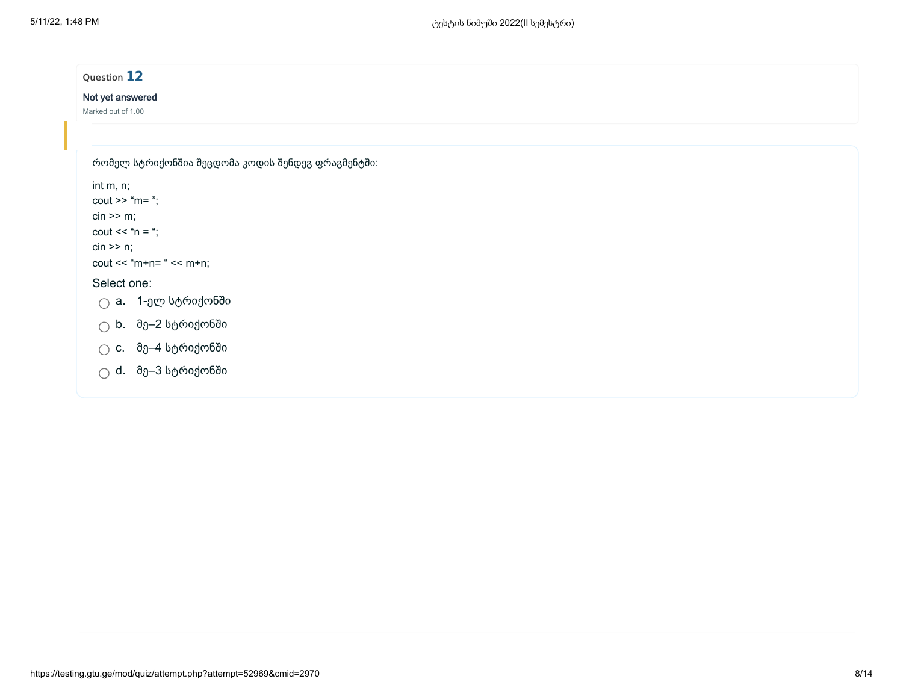Question **12**

Not yet answered

Marked out of 1.00

რომელ სტრიქონშია შეცდომა კოდის შენდეგ ფრაგმენტში:

```
int m, n;
cout >> “m= ”;
cin >> m;
cout << “n = “;
cin >> n;
cout << “m+n= “ << m+n;
```

Select one:

- a. 1-ელ სტრიქონში
- b. მე–2 სტრიქონში
- c. მე–4 სტრიქონში
- d. მე–3 სტრიქონში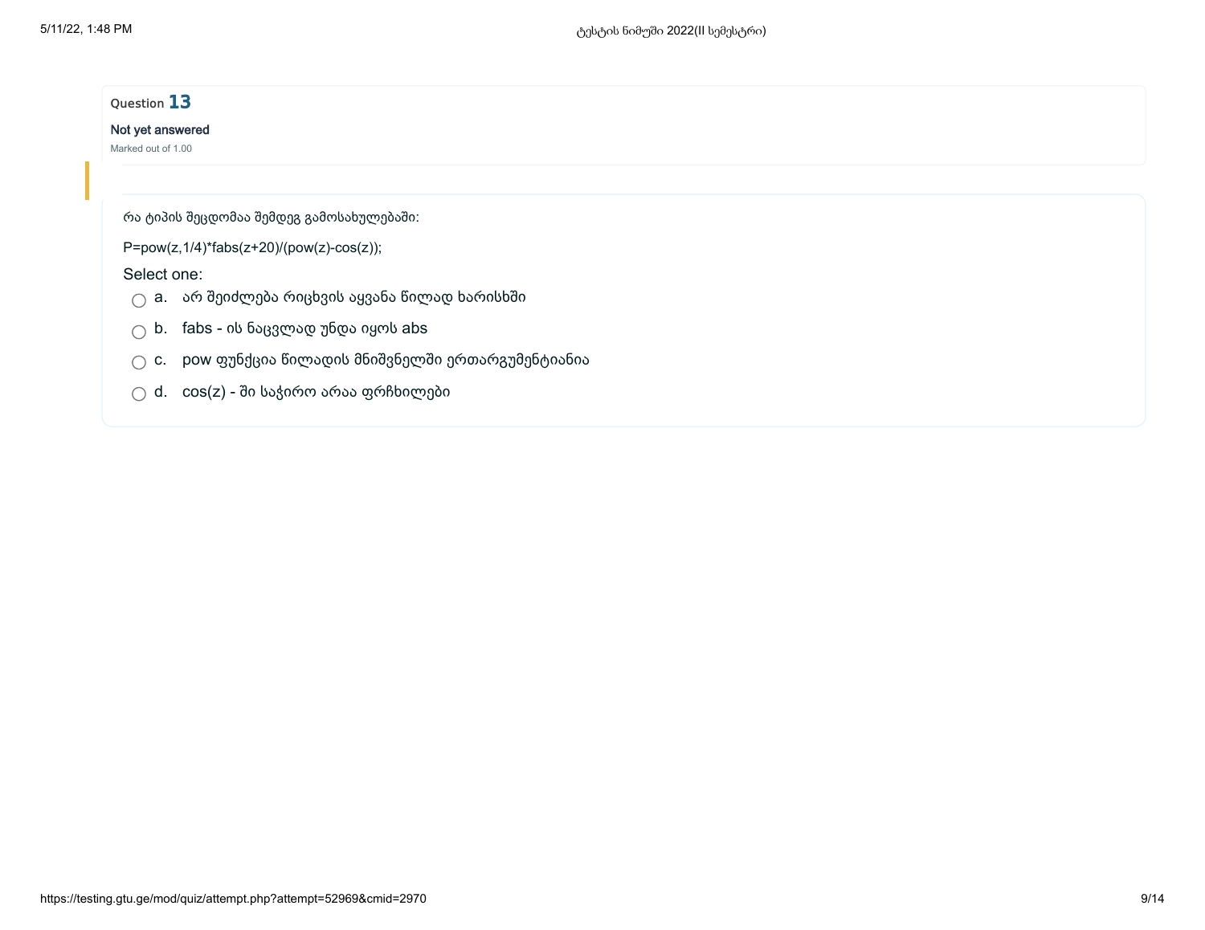Question **13**

**Not yet answered**

Marked out of 1.00

რა ტიპის შეცდომაა შემდეგ გამოსახულებაში:

P=pow(z,1/4)*fabs(z+20)/(pow(z)-cos(z));

Select one:

- a. არ შეიძლება რიცხვის აყვანა წილად ხარისხში
- b. fabs - ის ნაცვლად უნდა იყოს abs
- c. pow ფუნქცია წილადის მნიშვნელში ერთარგუმენტიანია
- d. cos(z) - ში საჭირო არაა ფრჩხილები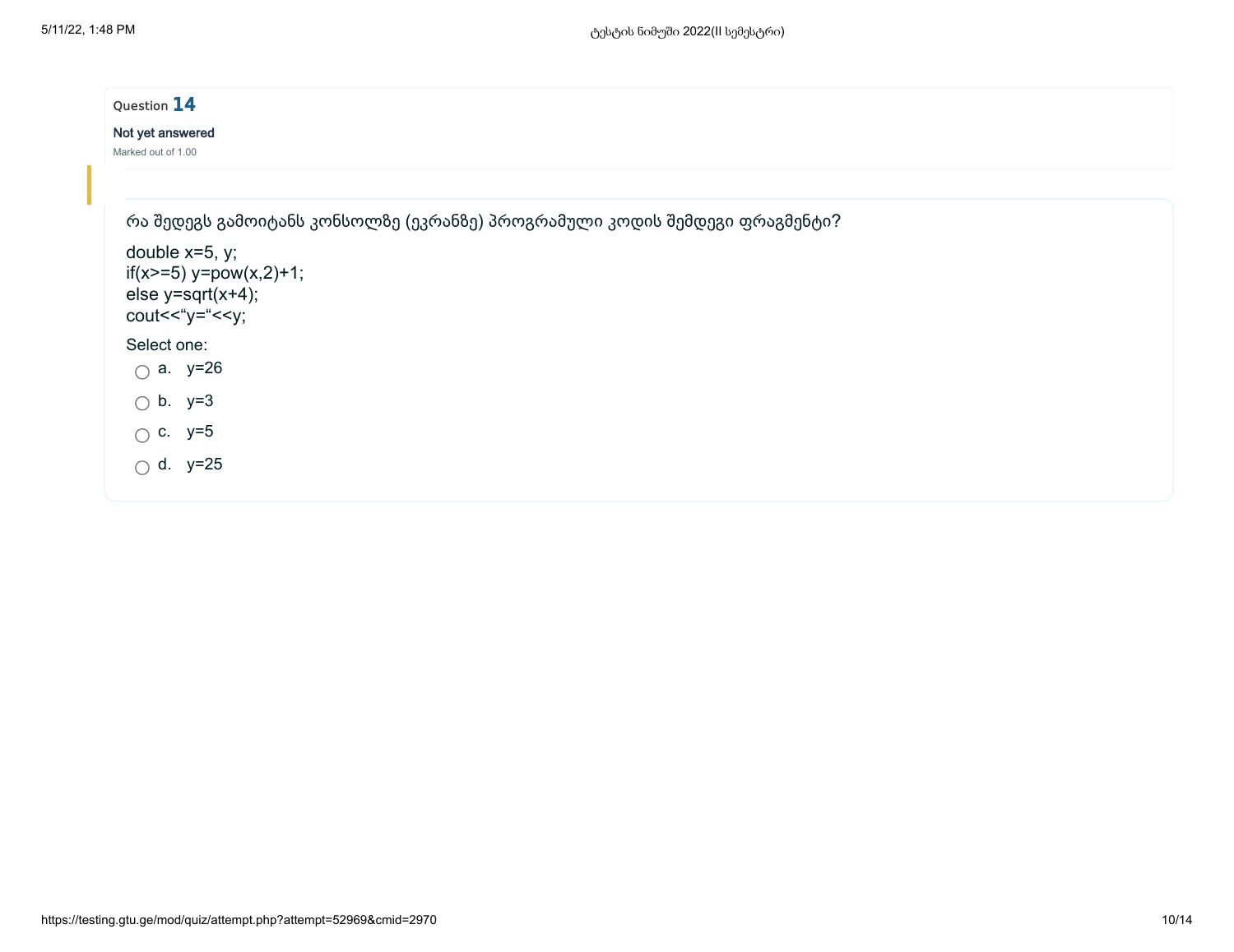Question **14**

Not yet answered

Marked out of 1.00

რა შედეგს გამოიტანს კონსოლზე (ეკრანზე) პროგრამული კოდის შემდეგი ფრაგმენტი?

```
double x=5, y;
if(x>=5) y=pow(x,2)+1;
else y=sqrt(x+4);
cout<<“y=“<<y;
```

Select one:

- a. y=26
- b. y=3
- c. y=5
- d. y=25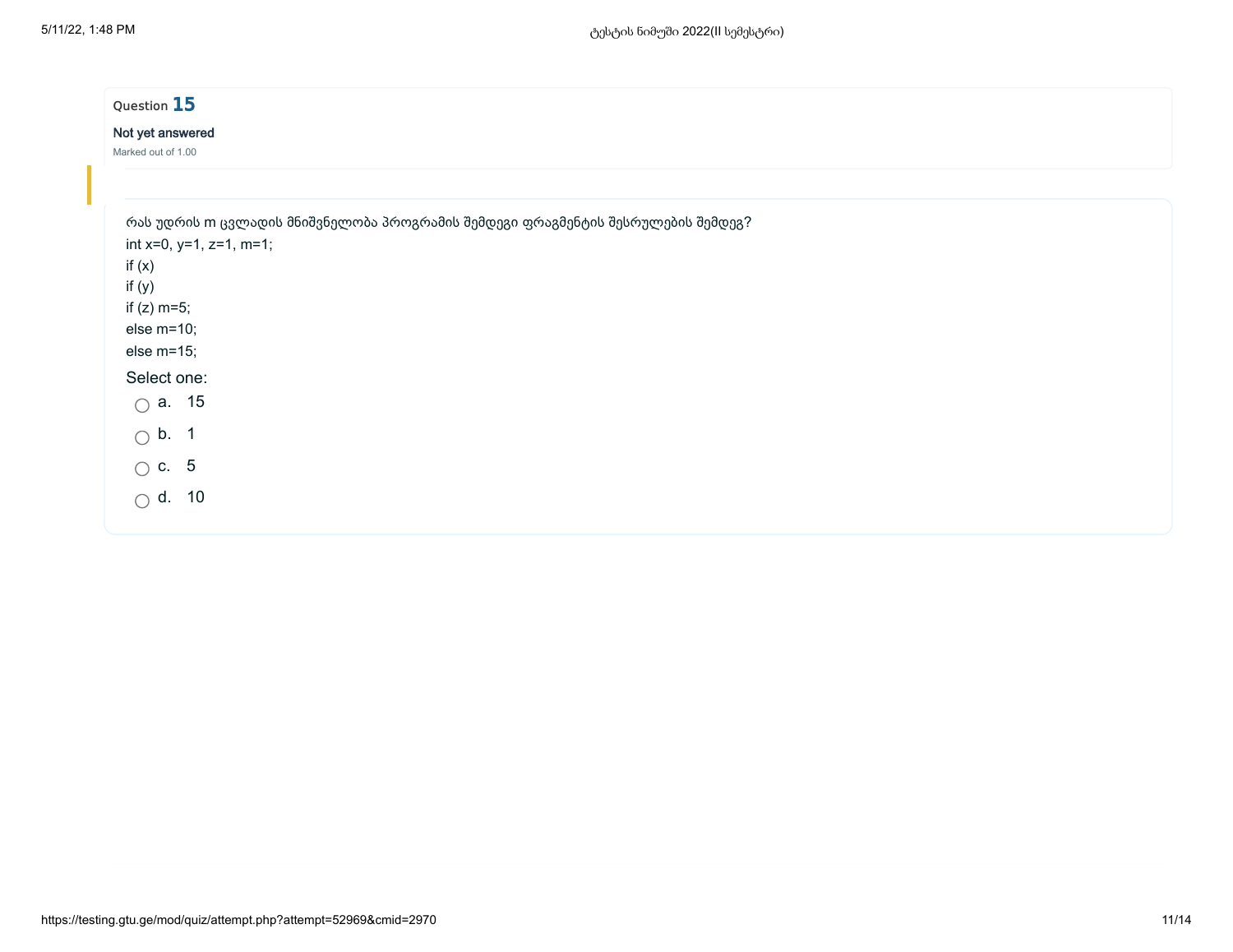Question **15**

Not yet answered

Marked out of 1.00

რას უდრის m ცვლადის მნიშვნელობა პროგრამის შემდეგი ფრაგმენტის შესრულების შემდეგ?

```
int x=0, y=1, z=1, m=1;
if (x)
if (y)
if (z) m=5;
else m=10;
else m=15;
```

Select one:

- a. 15
- b. 1
- c. 5
- d. 10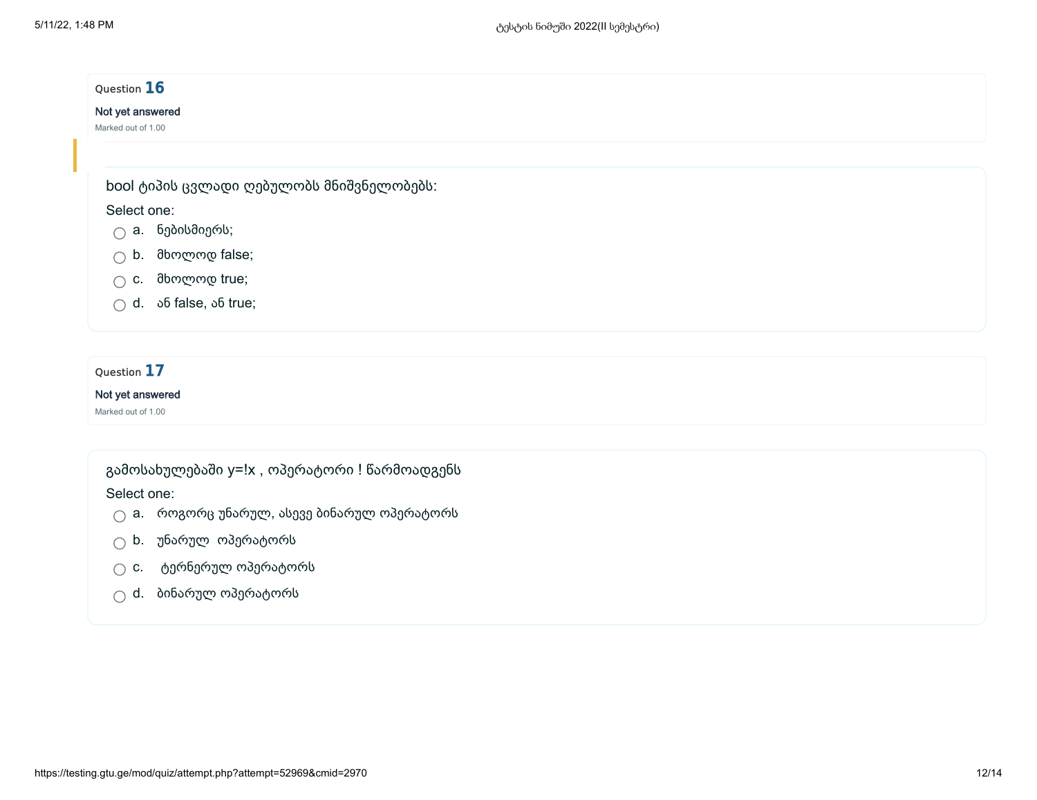Question **16**

Not yet answered

Marked out of 1.00

bool ტიპის ცვლადი ღებულობს მნიშვნელობებს:

Select one:

- a. ნებისმიერს;
- b. მხოლოდ false;
- c. მხოლოდ true;
- d. ან false, ან true;

Question **17**

Not yet answered

Marked out of 1.00

გამოსახულებაში y=!x , ოპერატორი ! წარმოადგენს

Select one:

- a. როგორც უნარულ, ასევე ბინარულ ოპერატორს
- b. უნარულ ოპერატორს
- c. ტერნერულ ოპერატორს
- d. ბინარულ ოპერატორს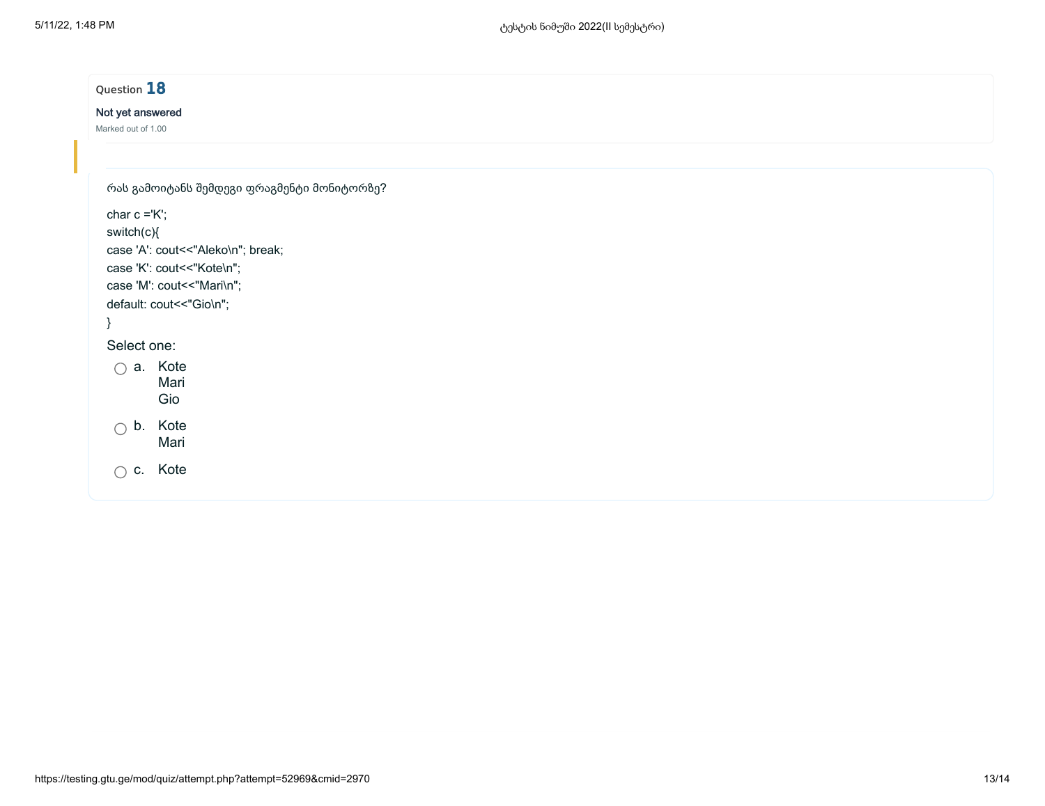Question **18**

Not yet answered

Marked out of 1.00

რას გამოიტანს შემდეგი ფრაგმენტი მონიტორზე?

```
char c ='K';
switch(c){
case 'A': cout<<"Aleko\n"; break;
case 'K': cout<<"Kote\n";
case 'M': cout<<"Mari\n";
default: cout<<"Gio\n";
}
```

Select one:

- a. Kote
  Mari
  Gio
- b. Kote
  Mari
- c. Kote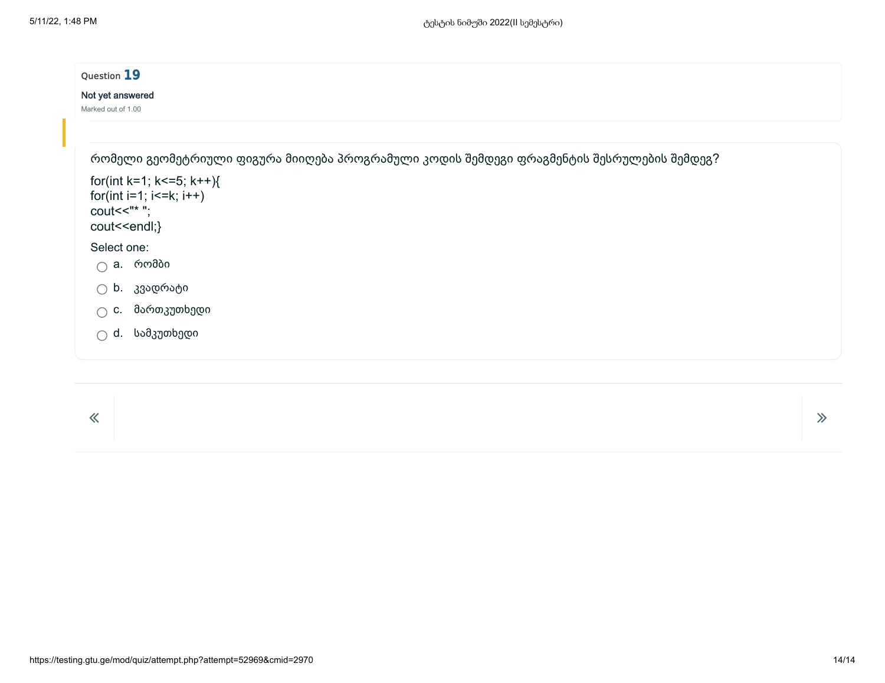Question **19**

Not yet answered

Marked out of 1.00

რომელი გეომეტრიული ფიგურა მიიღება პროგრამული კოდის შემდეგი ფრაგმენტის შესრულების შემდეგ?

```
for(int k=1; k<=5; k++){
for(int i=1; i<=k; i++)
cout<<"* ";
cout<<endl;}
```

Select one:

- a. რომბი
- b. კვადრატი
- c. მართკუთხედი
- d. სამკუთხედი